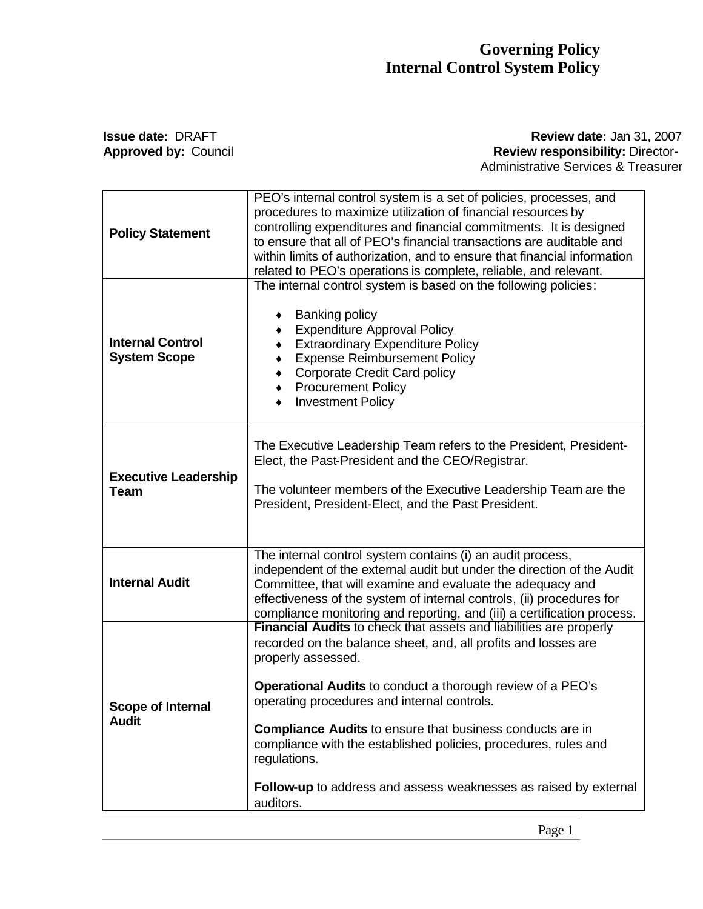# Governing Policy
# Internal Control System Policy

**Issue date:** DRAFT
**Approved by:** Council

**Review date:** Jan 31, 2007
**Review responsibility:** Director-Administrative Services & Treasurer

| | |
|---|---|
| **Policy Statement** | PEO's internal control system is a set of policies, processes, and procedures to maximize utilization of financial resources by controlling expenditures and financial commitments. It is designed to ensure that all of PEO's financial transactions are auditable and within limits of authorization, and to ensure that financial information related to PEO's operations is complete, reliable, and relevant. |
| **Internal Control System Scope** | The internal control system is based on the following policies:<br><br>♦ Banking policy<br>♦ Expenditure Approval Policy<br>♦ Extraordinary Expenditure Policy<br>♦ Expense Reimbursement Policy<br>♦ Corporate Credit Card policy<br>♦ Procurement Policy<br>♦ Investment Policy |
| **Executive Leadership Team** | The Executive Leadership Team refers to the President, President-Elect, the Past-President and the CEO/Registrar.<br><br>The volunteer members of the Executive Leadership Team are the President, President-Elect, and the Past President. |
| **Internal Audit** | The internal control system contains (i) an audit process, independent of the external audit but under the direction of the Audit Committee, that will examine and evaluate the adequacy and effectiveness of the system of internal controls, (ii) procedures for compliance monitoring and reporting, and (iii) a certification process. |
| **Scope of Internal Audit** | **Financial Audits** to check that assets and liabilities are properly recorded on the balance sheet, and, all profits and losses are properly assessed.<br><br>**Operational Audits** to conduct a thorough review of a PEO's operating procedures and internal controls.<br><br>**Compliance Audits** to ensure that business conducts are in compliance with the established policies, procedures, rules and regulations.<br><br>**Follow-up** to address and assess weaknesses as raised by external auditors. |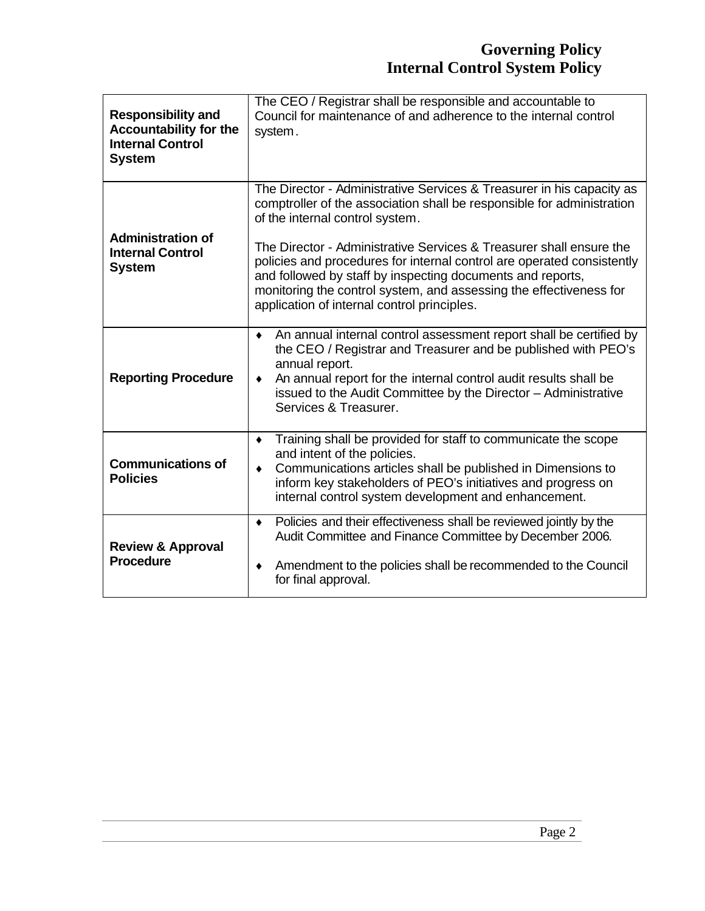| | |
|---|---|
| **Responsibility and Accountability for the Internal Control System** | The CEO / Registrar shall be responsible and accountable to Council for maintenance of and adherence to the internal control system. |
| **Administration of Internal Control System** | The Director - Administrative Services & Treasurer in his capacity as comptroller of the association shall be responsible for administration of the internal control system.<br><br>The Director - Administrative Services & Treasurer shall ensure the policies and procedures for internal control are operated consistently and followed by staff by inspecting documents and reports, monitoring the control system, and assessing the effectiveness for application of internal control principles. |
| **Reporting Procedure** | ♦ An annual internal control assessment report shall be certified by the CEO / Registrar and Treasurer and be published with PEO's annual report.<br>♦ An annual report for the internal control audit results shall be issued to the Audit Committee by the Director – Administrative Services & Treasurer. |
| **Communications of Policies** | ♦ Training shall be provided for staff to communicate the scope and intent of the policies.<br>♦ Communications articles shall be published in Dimensions to inform key stakeholders of PEO's initiatives and progress on internal control system development and enhancement. |
| **Review & Approval Procedure** | ♦ Policies and their effectiveness shall be reviewed jointly by the Audit Committee and Finance Committee by December 2006.<br><br>♦ Amendment to the policies shall be recommended to the Council for final approval. |